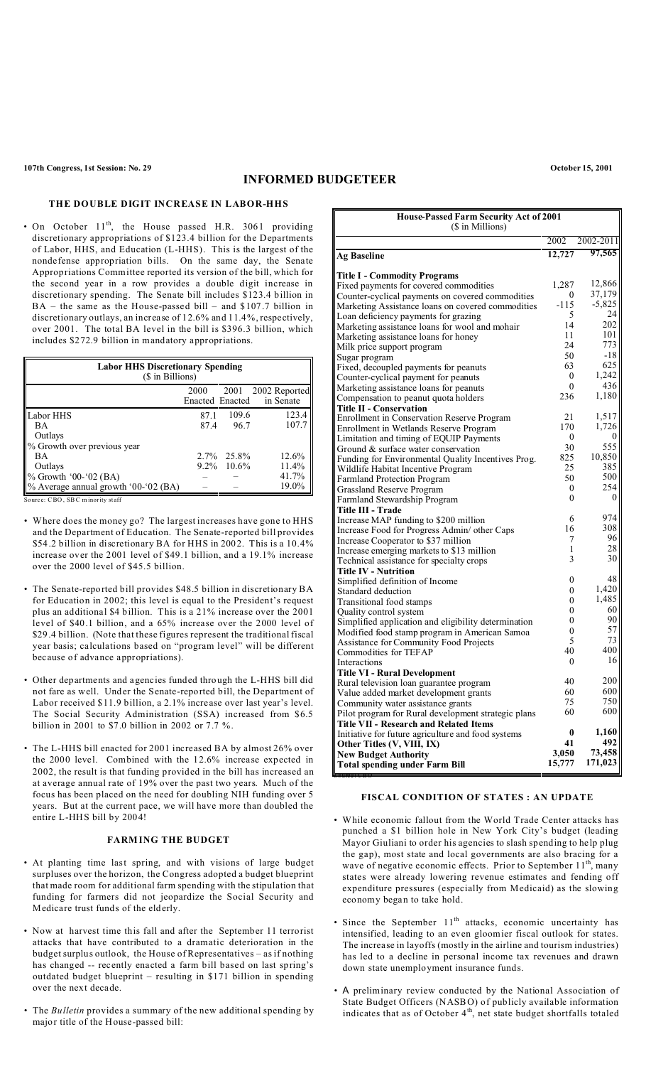# INFORMED BUDGETEER

## THE DOUBLE DIGIT INCREASE IN LABOR-HHS

- On October 11th, the House passed H.R. 3061 providing discretionary appropriations of $123.4 billion for the Departments of Labor, HHS, and Education (L-HHS). This is the largest of the nondefense appropriation bills. On the same day, the Senate Appropriations Committee reported its version of the bill, which for the second year in a row provides a double digit increase in discretionary spending. The Senate bill includes $123.4 billion in BA – the same as the House-passed bill – and $107.7 billion in discretionary outlays, an increase of 12.6% and 11.4%, respectively, over 2001. The total BA level in the bill is $396.3 billion, which includes $272.9 billion in mandatory appropriations.

| Labor HHS Discretionary Spending ($ in Billions) | | | |
|---|---|---|---|
| | 2000 Enacted | 2001 Enacted | 2002 Reported in Senate |
| Labor HHS | 87.1 | 109.6 | 123.4 |
| BA | 87.4 | 96.7 | 107.7 |
| Outlays | | | |
| % Growth over previous year | | | |
| BA | 2.7% | 25.8% | 12.6% |
| Outlays | 9.2% | 10.6% | 11.4% |
| % Growth '00-'02 (BA) | – | – | 41.7% |
| % Average annual growth '00-'02 (BA) | – | – | 19.0% |

Source: CBO, SBC minority staff

- Where does the money go? The largest increases have gone to HHS and the Department of Education. The Senate-reported bill provides $54.2 billion in discretionary BA for HHS in 2002. This is a 10.4% increase over the 2001 level of $49.1 billion, and a 19.1% increase over the 2000 level of $45.5 billion.

- The Senate-reported bill provides $48.5 billion in discretionary BA for Education in 2002; this level is equal to the President's request plus an additional $4 billion. This is a 21% increase over the 2001 level of $40.1 billion, and a 65% increase over the 2000 level of $29.4 billion. (Note that these figures represent the traditional fiscal year basis; calculations based on "program level" will be different because of advance appropriations).

- Other departments and agencies funded through the L-HHS bill did not fare as well. Under the Senate-reported bill, the Department of Labor received $11.9 billion, a 2.1% increase over last year's level. The Social Security Administration (SSA) increased from $6.5 billion in 2001 to $7.0 billion in 2002 or 7.7 %.

- The L-HHS bill enacted for 2001 increased BA by almost 26% over the 2000 level. Combined with the 12.6% increase expected in 2002, the result is that funding provided in the bill has increased an at average annual rate of 19% over the past two years. Much of the focus has been placed on the need for doubling NIH funding over 5 years. But at the current pace, we will have more than doubled the entire L-HHS bill by 2004!

## FARMING THE BUDGET

- At planting time last spring, and with visions of large budget surpluses over the horizon, the Congress adopted a budget blueprint that made room for additional farm spending with the stipulation that funding for farmers did not jeopardize the Social Security and Medicare trust funds of the elderly.

- Now at harvest time this fall and after the September 11 terrorist attacks that have contributed to a dramatic deterioration in the budget surplus outlook, the House of Representatives – as if nothing has changed -- recently enacted a farm bill based on last spring's outdated budget blueprint – resulting in $171 billion in spending over the next decade.

- The *Bulletin* provides a summary of the new additional spending by major title of the House-passed bill:

| House-Passed Farm Security Act of 2001 ($ in Millions) | | |
|---|---|---|
| | 2002 | 2002-2011 |
| **Ag Baseline** | **12,727** | **97,565** |
| **Title I - Commodity Programs** | | |
| Fixed payments for covered commodities | 1,287 | 12,866 |
| Counter-cyclical payments on covered commodities | 0 | 37,179 |
| Marketing Assistance loans on covered commodities | -115 | -5,825 |
| Loan deficiency payments for grazing | 5 | 24 |
| Marketing assistance loans for wool and mohair | 14 | 202 |
| Marketing assistance loans for honey | 11 | 101 |
| Milk price support program | 24 | 773 |
| Sugar program | 50 | -18 |
| Fixed, decoupled payments for peanuts | 63 | 625 |
| Counter-cyclical payment for peanuts | 0 | 1,242 |
| Marketing assistance loans for peanuts | 0 | 436 |
| Compensation to peanut quota holders | 236 | 1,180 |
| **Title II - Conservation** | | |
| Enrollment in Conservation Reserve Program | 21 | 1,517 |
| Enrollment in Wetlands Reserve Program | 170 | 1,726 |
| Limitation and timing of EQUIP Payments | 0 | 0 |
| Ground & surface water conservation | 30 | 555 |
| Funding for Environmental Quality Incentives Prog. | 825 | 10,850 |
| Wildlife Habitat Incentive Program | 25 | 385 |
| Farmland Protection Program | 50 | 500 |
| Grassland Reserve Program | 0 | 254 |
| Farmland Stewardship Program | 0 | 0 |
| **Title III - Trade** | | |
| Increase MAP funding to $200 million | 6 | 974 |
| Increase Food for Progress Admin/ other Caps | 16 | 308 |
| Increase Cooperator to $37 million | 7 | 96 |
| Increase emerging markets to $13 million | 1 | 28 |
| Technical assistance for specialty crops | 3 | 30 |
| **Title IV - Nutrition** | | |
| Simplified definition of Income | 0 | 48 |
| Standard deduction | 0 | 1,420 |
| Transitional food stamps | 0 | 1,485 |
| Quality control system | 0 | 60 |
| Simplified application and eligibility determination | 0 | 90 |
| Modified food stamp program in American Samoa | 0 | 57 |
| Assistance for Community Food Projects | 5 | 73 |
| Commodities for TEFAP | 40 | 400 |
| Interactions | 0 | 16 |
| **Title VI - Rural Development** | | |
| Rural television loan guarantee program | 40 | 200 |
| Value added market development grants | 60 | 600 |
| Community water assistance grants | 75 | 750 |
| Pilot program for Rural development strategic plans | 60 | 600 |
| **Title VII - Research and Related Items** | | |
| Initiative for future agriculture and food systems | **0** | **1,160** |
| **Other Titles (V, VIII, IX)** | **41** | **492** |
| **New Budget Authority** | **3,050** | **73,458** |
| **Total spending under Farm Bill** | **15,777** | **171,023** |

## FISCAL CONDITION OF STATES : AN UPDATE

- While economic fallout from the World Trade Center attacks has punched a $1 billion hole in New York City's budget (leading Mayor Giuliani to order his agencies to slash spending to help plug the gap), most state and local governments are also bracing for a wave of negative economic effects. Prior to September 11th, many states were already lowering revenue estimates and fending off expenditure pressures (especially from Medicaid) as the slowing economy began to take hold.

- Since the September 11th attacks, economic uncertainty has intensified, leading to an even gloomier fiscal outlook for states. The increase in layoffs (mostly in the airline and tourism industries) has led to a decline in personal income tax revenues and drawn down state unemployment insurance funds.

- A preliminary review conducted by the National Association of State Budget Officers (NASBO) of publicly available information indicates that as of October 4th, net state budget shortfalls totaled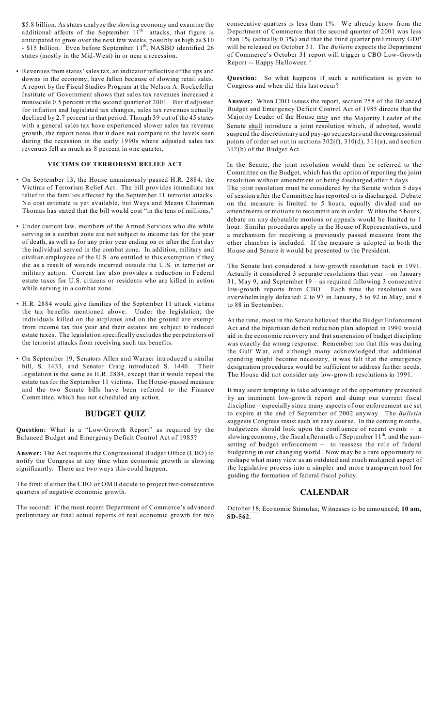$5.8 billion. As states analyze the slowing economy and examine the additional affects of the September 11th attacks, that figure is anticipated to grow over the next few weeks, possibly as high as $10 - $15 billion. Even before September 11th, NASBO identified 26 states (mostly in the Mid-West) in or near a recession.

- Revenues from states' sales tax, an indicator reflective of the ups and downs in the economy, have fallen because of slowing retail sales. A report by the Fiscal Studies Program at the Nelson A. Rockefeller Institute of Government shows that sales tax revenues increased a minuscule 0.5 percent in the second quarter of 2001. But if adjusted for inflation and legislated tax changes, sales tax revenues actually declined by 2.7 percent in that period. Though 39 out of the 45 states with a general sales tax have experienced slower sales tax revenue growth, the report notes that it does not compare to the levels seen during the recession in the early 1990s where adjusted sales tax revenues fell as much as 8 percent in one quarter.

### VICTIMS OF TERRORISM RELIEF ACT

- On September 13, the House unanimously passed H.R. 2884, the Victims of Terrorism Relief Act. The bill provides immediate tax relief to the families affected by the September 11 terrorist attacks. No cost estimate is yet available, but Ways and Means Chairman Thomas has stated that the bill would cost "in the tens of millions."
- Under current law, members of the Armed Services who die while serving in a combat zone are not subject to income tax for the year of death, as well as for any prior year ending on or after the first day the individual served in the combat zone. In addition, military and civilian employees of the U.S. are entitled to this exemption if they die as a result of wounds incurred outside the U.S. in terrorist or military action. Current law also provides a reduction in Federal estate taxes for U.S. citizens or residents who are killed in action while serving in a combat zone.
- H.R. 2884 would give families of the September 11 attack victims the tax benefits mentioned above. Under the legislation, the individuals killed on the airplanes and on the ground are exempt from income tax this year and their estates are subject to reduced estate taxes. The legislation specifically excludes the perpetrators of the terrorist attacks from receiving such tax benefits.
- On September 19, Senators Allen and Warner introduced a similar bill, S. 1433, and Senator Craig introduced S. 1440. Their legislation is the same as H.R. 2884, except that it would repeal the estate tax for the September 11 victims. The House-passed measure and the two Senate bills have been referred to the Finance Committee, which has not scheduled any action.

## BUDGET QUIZ

**Question:** What is a "Low-Growth Report" as required by the Balanced Budget and Emergency Deficit Control Act of 1985?

**Answer:** The Act requires the Congressional Budget Office (CBO) to notify the Congress at any time when economic growth is slowing significantly. There are two ways this could happen.

The first: if either the CBO or OMB decide to project two consecutive quarters of negative economic growth.

The second: if the most recent Department of Commerce's advanced preliminary or final actual reports of real economic growth for two consecutive quarters is less than 1%. We already know from the Department of Commerce that the second quarter of 2001 was less than 1% (actually 0.3%) and that the third quarter preliminary GDP will be released on October 31. The *Bulletin* expects the Department of Commerce's October 31 report will trigger a CBO Low-Growth Report -- Happy Halloween !

**Question:** So what happens if such a notification is given to Congress and when did this last occur?

**Answer:** When CBO issues the report, section 258 of the Balanced Budget and Emergency Deficit Control Act of 1985 directs that the Majority Leader of the House may and the Majority Leader of the Senate shall introduce a joint resolution which, if adopted, would suspend the discretionary and pay-go sequesters and the congressional points of order set out in sections 302(f), 310(d), 311(a), and section 312(b) of the Budget Act.

In the Senate, the joint resolution would then be referred to the Committee on the Budget, which has the option of reporting the joint resolution without amendment or being discharged after 5 days. The joint resolution must be considered by the Senate within 5 days of session after the Committee has reported or is discharged. Debate on the measure is limited to 5 hours, equally divided and no amendments or motions to recommit are in order. Within the 5 hours, debate on any debatable motions or appeals would be limited to 1 hour. Similar procedures apply in the House of Representatives, and a mechanism for receiving a previously passed measure from the other chamber is included. If the measure is adopted in both the House and Senate it would be presented to the President.

The Senate last considered a low-growth resolution back in 1991. Actually it considered 3 separate resolutions that year – on January 31, May 9, and September 19 – as required following 3 consecutive low-growth reports from CBO. Each time the resolution was overwhelmingly defeated: 2 to 97 in January, 5 to 92 in May, and 8 to 88 in September.

At the time, most in the Senate believed that the Budget Enforcement Act and the bipartisan deficit reduction plan adopted in 1990 would aid in the economic recovery and that suspension of budget discipline was exactly the wrong response. Remember too that this was during the Gulf War, and although many acknowledged that additional spending might become necessary, it was felt that the emergency designation procedures would be sufficient to address further needs. The House did not consider any low-growth resolutions in 1991.

It may seem tempting to take advantage of the opportunity presented by an imminent low-growth report and dump our current fiscal discipline – especially since many aspects of our enforcement are set to expire at the end of September of 2002 anyway. The *Bulletin* suggests Congress resist such an easy course. In the coming months, budgeteers should look upon the confluence of recent events – a slowing economy, the fiscal aftermath of September 11th, and the sun-setting of budget enforcement – to reassess the role of federal budgeting in our changing world. Now may be a rare opportunity to reshape what many view as an outdated and much maligned aspect of the legislative process into a simpler and more transparent tool for guiding the formation of federal fiscal policy.

## CALENDAR

October 18: Economic Stimulus; Witnesses to be announced; **10 am, SD-562**.